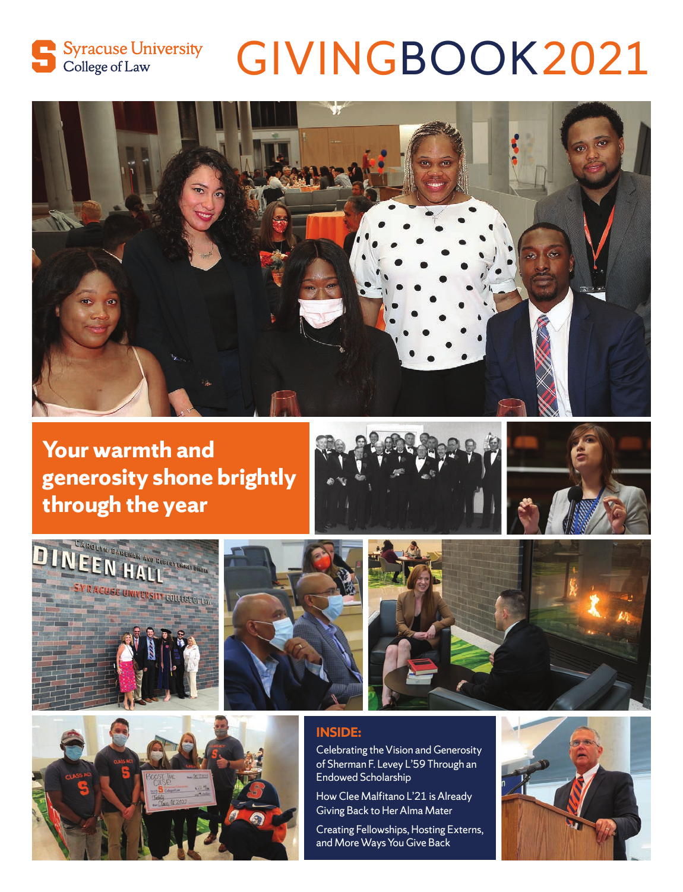Syracuse University
College of Law

# GIVINGBOOK2021

## Your warmth and generosity shone brightly through the year

### INSIDE:

Celebrating the Vision and Generosity of Sherman F. Levey L'59 Through an Endowed Scholarship

How Clee Malfitano L'21 is Already Giving Back to Her Alma Mater

Creating Fellowships, Hosting Externs, and More Ways You Give Back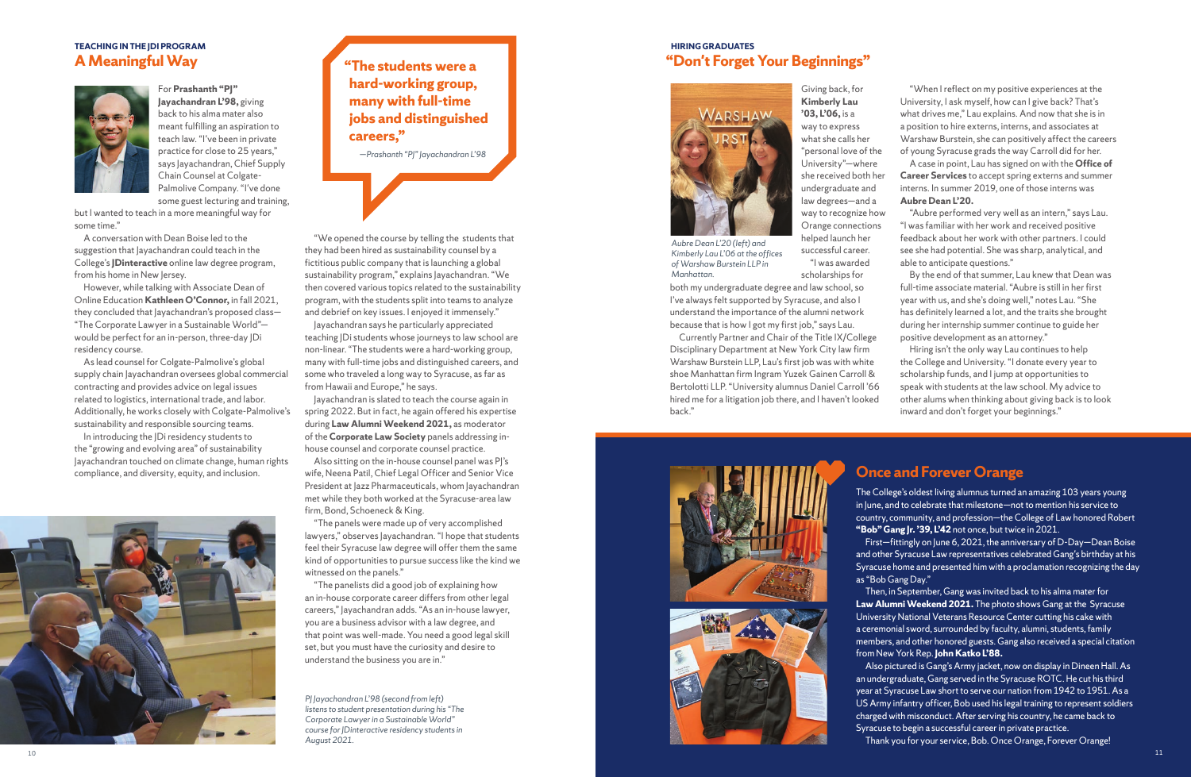#### TEACHING IN THE JDI PROGRAM

## A Meaningful Way

For **Prashanth "PJ" Jayachandran L'98,** giving back to his alma mater also meant fulfilling an aspiration to teach law. "I've been in private practice for close to 25 years," says Jayachandran, Chief Supply Chain Counsel at Colgate-Palmolive Company. "I've done some guest lecturing and training, but I wanted to teach in a more meaningful way for some time."

A conversation with Dean Boise led to the suggestion that Jayachandran could teach in the College's **JDinteractive** online law degree program, from his home in New Jersey.

However, while talking with Associate Dean of Online Education **Kathleen O'Connor,** in fall 2021, they concluded that Jayachandran's proposed class—"The Corporate Lawyer in a Sustainable World"—would be perfect for an in-person, three-day JDi residency course.

As lead counsel for Colgate-Palmolive's global supply chain Jayachandran oversees global commercial contracting and provides advice on legal issues related to logistics, international trade, and labor. Additionally, he works closely with Colgate-Palmolive's sustainability and responsible sourcing teams.

In introducing the JDi residency students to the "growing and evolving area" of sustainability Jayachandran touched on climate change, human rights compliance, and diversity, equity, and inclusion.

> **"The students were a hard-working group, many with full-time jobs and distinguished careers,"**
>
> *—Prashanth "PJ" Jayachandran L'98*

"We opened the course by telling the students that they had been hired as sustainability counsel by a fictitious public company that is launching a global sustainability program," explains Jayachandran. "We then covered various topics related to the sustainability program, with the students split into teams to analyze and debrief on key issues. I enjoyed it immensely."

Jayachandran says he particularly appreciated teaching JDi students whose journeys to law school are non-linear. "The students were a hard-working group, many with full-time jobs and distinguished careers, and some who traveled a long way to Syracuse, as far as from Hawaii and Europe," he says.

Jayachandran is slated to teach the course again in spring 2022. But in fact, he again offered his expertise during **Law Alumni Weekend 2021,** as moderator of the **Corporate Law Society** panels addressing in-house counsel and corporate counsel practice.

Also sitting on the in-house counsel panel was PJ's wife, Neena Patil, Chief Legal Officer and Senior Vice President at Jazz Pharmaceuticals, whom Jayachandran met while they both worked at the Syracuse-area law firm, Bond, Schoeneck & King.

"The panels were made up of very accomplished lawyers," observes Jayachandran. "I hope that students feel their Syracuse law degree will offer them the same kind of opportunities to pursue success like the kind we witnessed on the panels."

"The panelists did a good job of explaining how an in-house corporate career differs from other legal careers," Jayachandran adds. "As an in-house lawyer, you are a business advisor with a law degree, and that point was well-made. You need a good legal skill set, but you must have the curiosity and desire to understand the business you are in."

*PJ Jayachandran L'98 (second from left) listens to student presentation during his "The Corporate Lawyer in a Sustainable World" course for JDinteractive residency students in August 2021.*

#### HIRING GRADUATES

## "Don't Forget Your Beginnings"

*Aubre Dean L'20 (left) and Kimberly Lau L'06 at the offices of Warshaw Burstein LLP in Manhattan.*

Giving back, for **Kimberly Lau '03, L'06,** is a way to express what she calls her "personal love of the University"—where she received both her undergraduate and law degrees—and a way to recognize how Orange connections helped launch her successful career.

"I was awarded scholarships for both my undergraduate degree and law school, so I've always felt supported by Syracuse, and also I understand the importance of the alumni network because that is how I got my first job," says Lau.

Currently Partner and Chair of the Title IX/College Disciplinary Department at New York City law firm Warshaw Burstein LLP, Lau's first job was with white shoe Manhattan firm Ingram Yuzek Gainen Carroll & Bertolotti LLP. "University alumnus Daniel Carroll '66 hired me for a litigation job there, and I haven't looked back."

"When I reflect on my positive experiences at the University, I ask myself, how can I give back? That's what drives me," Lau explains. And now that she is in a position to hire externs, interns, and associates at Warshaw Burstein, she can positively affect the careers of young Syracuse grads the way Carroll did for her.

A case in point, Lau has signed on with the **Office of Career Services** to accept spring externs and summer interns. In summer 2019, one of those interns was **Aubre Dean L'20.**

"Aubre performed very well as an intern," says Lau. "I was familiar with her work and received positive feedback about her work with other partners. I could see she had potential. She was sharp, analytical, and able to anticipate questions."

By the end of that summer, Lau knew that Dean was full-time associate material. "Aubre is still in her first year with us, and she's doing well," notes Lau. "She has definitely learned a lot, and the traits she brought during her internship summer continue to guide her positive development as an attorney."

Hiring isn't the only way Lau continues to help the College and University. "I donate every year to scholarship funds, and I jump at opportunities to speak with students at the law school. My advice to other alums when thinking about giving back is to look inward and don't forget your beginnings."

## Once and Forever Orange

The College's oldest living alumnus turned an amazing 103 years young in June, and to celebrate that milestone—not to mention his service to country, community, and profession—the College of Law honored Robert **"Bob" Gang Jr. '39, L'42** not once, but twice in 2021.

First—fittingly on June 6, 2021, the anniversary of D-Day—Dean Boise and other Syracuse Law representatives celebrated Gang's birthday at his Syracuse home and presented him with a proclamation recognizing the day as "Bob Gang Day."

Then, in September, Gang was invited back to his alma mater for **Law Alumni Weekend 2021.** The photo shows Gang at the Syracuse University National Veterans Resource Center cutting his cake with a ceremonial sword, surrounded by faculty, alumni, students, family members, and other honored guests. Gang also received a special citation from New York Rep. **John Katko L'88.**

Also pictured is Gang's Army jacket, now on display in Dineen Hall. As an undergraduate, Gang served in the Syracuse ROTC. He cut his third year at Syracuse Law short to serve our nation from 1942 to 1951. As a US Army infantry officer, Bob used his legal training to represent soldiers charged with misconduct. After serving his country, he came back to Syracuse to begin a successful career in private practice.

Thank you for your service, Bob. Once Orange, Forever Orange!